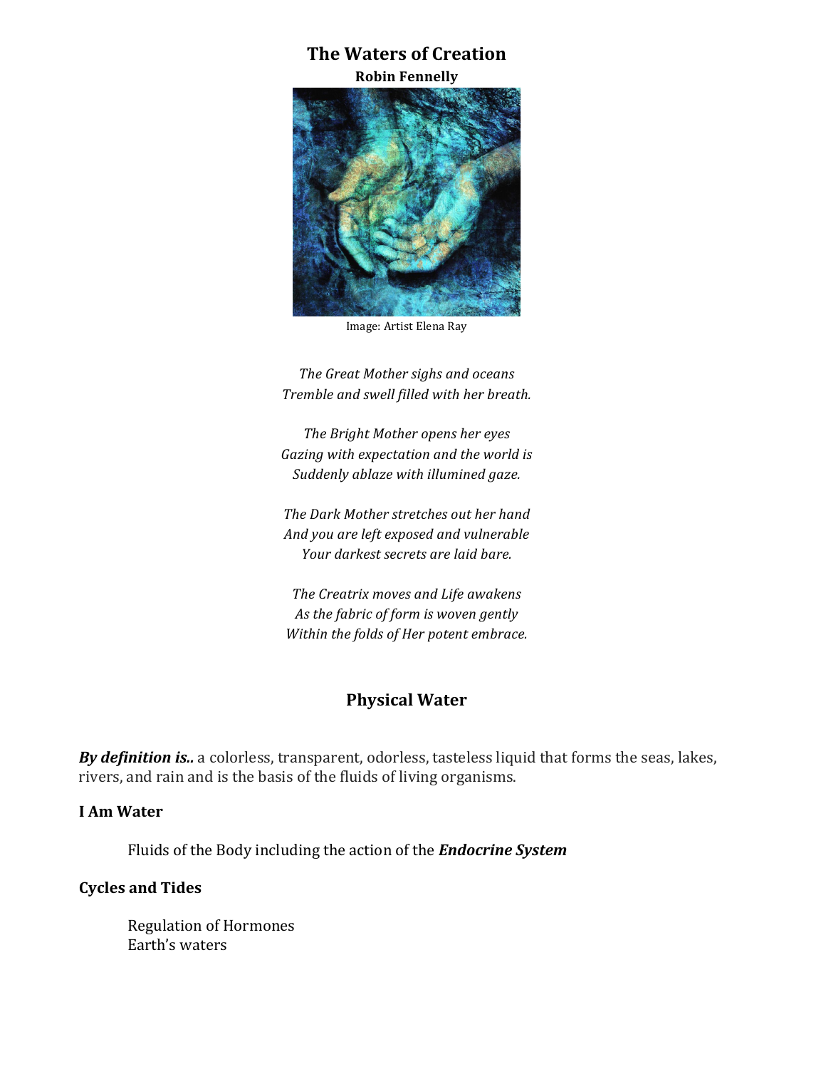# The Waters of Creation

**Robin Fennelly**

Image: Artist Elena Ray

*The Great Mother sighs and oceans*
*Tremble and swell filled with her breath.*

*The Bright Mother opens her eyes*
*Gazing with expectation and the world is*
*Suddenly ablaze with illumined gaze.*

*The Dark Mother stretches out her hand*
*And you are left exposed and vulnerable*
*Your darkest secrets are laid bare.*

*The Creatrix moves and Life awakens*
*As the fabric of form is woven gently*
*Within the folds of Her potent embrace.*

## Physical Water

***By definition is..*** a colorless, transparent, odorless, tasteless liquid that forms the seas, lakes, rivers, and rain and is the basis of the fluids of living organisms.

**I Am Water**

Fluids of the Body including the action of the ***Endocrine System***

**Cycles and Tides**

Regulation of Hormones
Earth's waters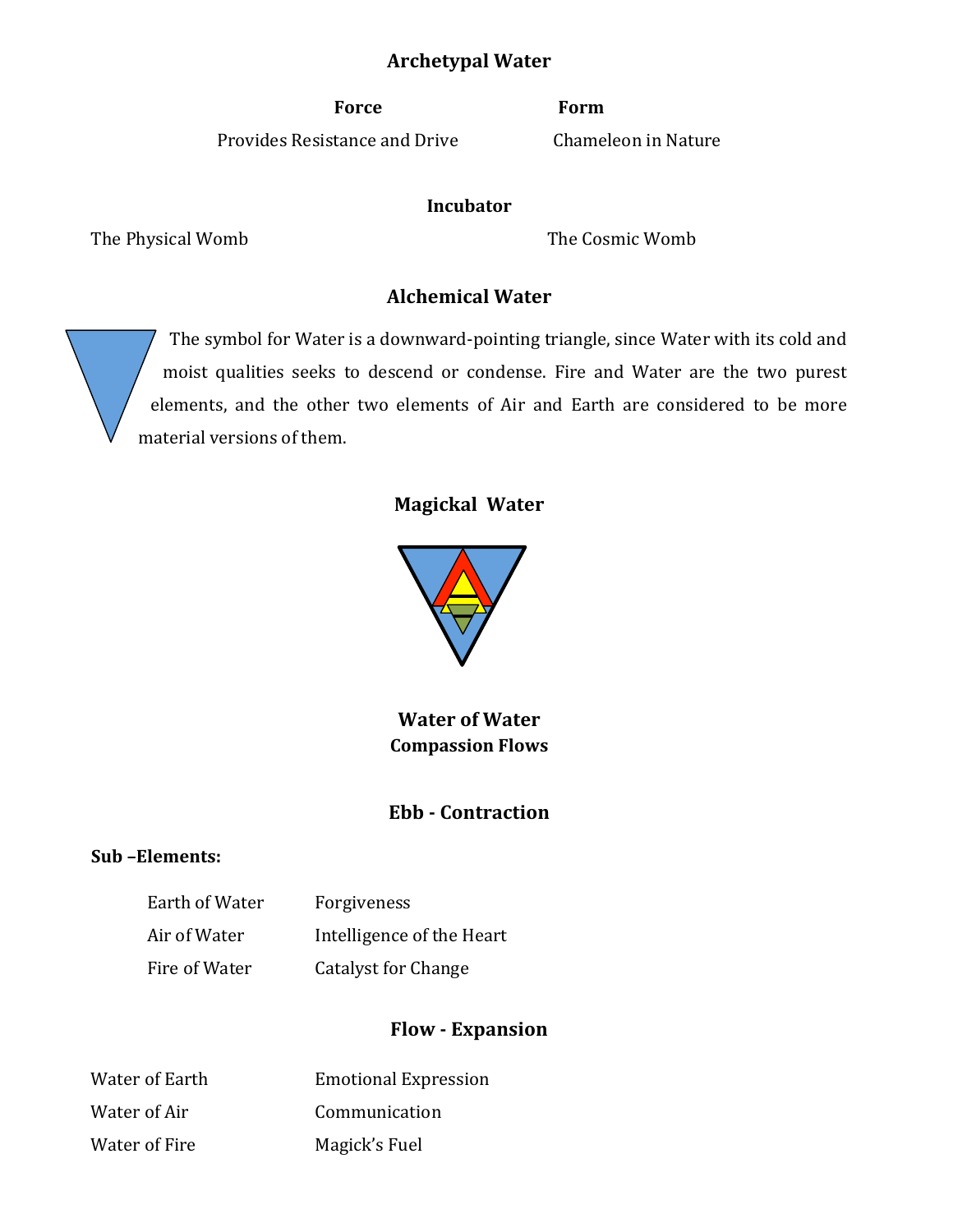## Archetypal Water

| Force | Form |
|---|---|
| Provides Resistance and Drive | Chameleon in Nature |

**Incubator**

| | |
|---|---|
| The Physical Womb | The Cosmic Womb |

## Alchemical Water

The symbol for Water is a downward-pointing triangle, since Water with its cold and moist qualities seeks to descend or condense. Fire and Water are the two purest elements, and the other two elements of Air and Earth are considered to be more material versions of them.

## Magickal Water

**Water of Water**
**Compassion Flows**

### Ebb - Contraction

**Sub –Elements:**

| | |
|---|---|
| Earth of Water | Forgiveness |
| Air of Water | Intelligence of the Heart |
| Fire of Water | Catalyst for Change |

### Flow - Expansion

| | |
|---|---|
| Water of Earth | Emotional Expression |
| Water of Air | Communication |
| Water of Fire | Magick's Fuel |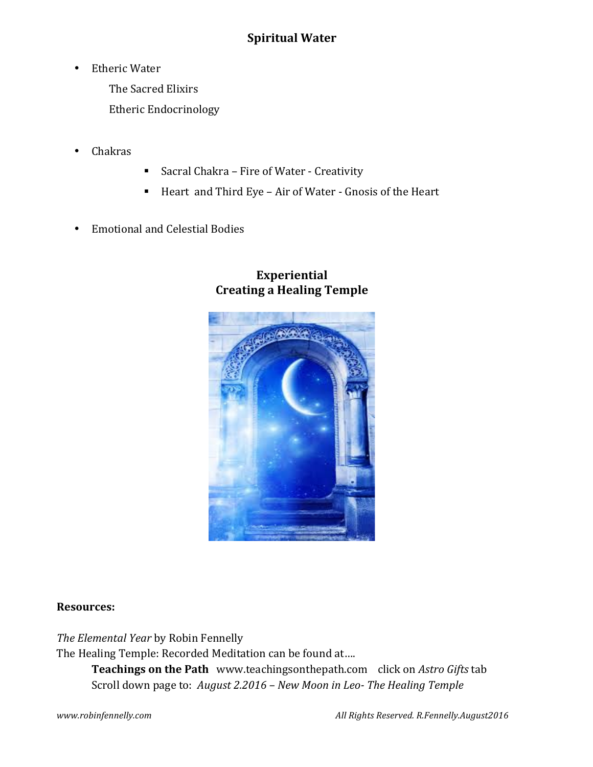## Spiritual Water

- Etheric Water
  - The Sacred Elixirs
  - Etheric Endocrinology

- Chakras
  - Sacral Chakra – Fire of Water - Creativity
  - Heart and Third Eye – Air of Water - Gnosis of the Heart

- Emotional and Celestial Bodies

### Experiential
### Creating a Healing Temple

**Resources:**

*The Elemental Year* by Robin Fennelly

The Healing Temple: Recorded Meditation can be found at….

**Teachings on the Path** www.teachingsonthepath.com click on *Astro Gifts* tab

Scroll down page to: *August 2.2016 – New Moon in Leo- The Healing Temple*

*www.robinfennelly.com* *All Rights Reserved. R.Fennelly.August2016*